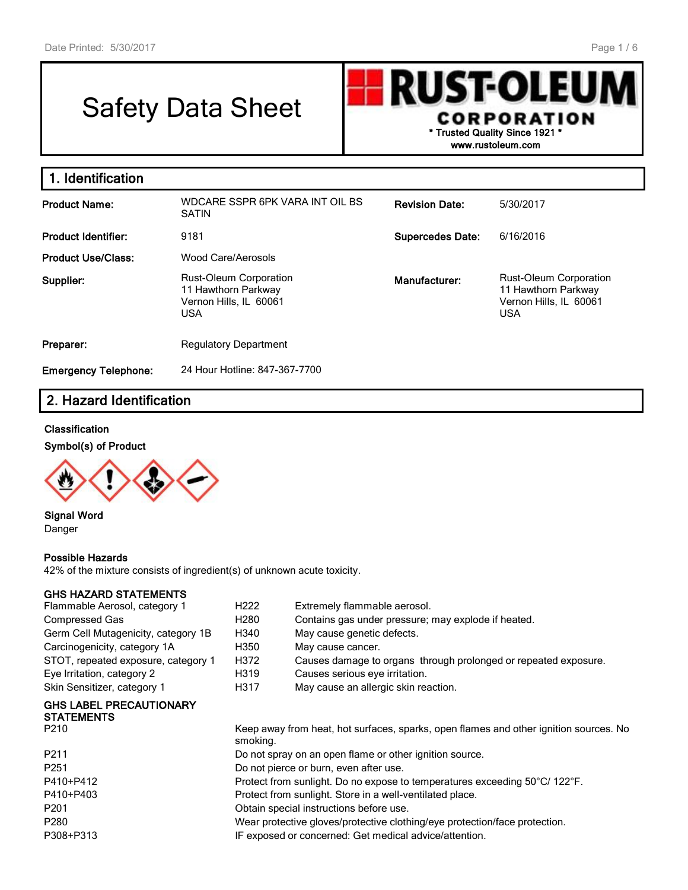# Safety Data Sheet

**RUST-OLEUM CORPORATION**
\* Trusted Quality Since 1921 \*
www.rustoleum.com

## 1. Identification

| | | | |
|---|---|---|---|
| **Product Name:** | WDCARE SSPR 6PK VARA INT OIL BS SATIN | **Revision Date:** | 5/30/2017 |
| **Product Identifier:** | 9181 | **Supercedes Date:** | 6/16/2016 |
| **Product Use/Class:** | Wood Care/Aerosols | | |
| **Supplier:** | Rust-Oleum Corporation<br>11 Hawthorn Parkway<br>Vernon Hills, IL 60061<br>USA | **Manufacturer:** | Rust-Oleum Corporation<br>11 Hawthorn Parkway<br>Vernon Hills, IL 60061<br>USA |
| **Preparer:** | Regulatory Department | | |
| **Emergency Telephone:** | 24 Hour Hotline: 847-367-7700 | | |

## 2. Hazard Identification

**Classification**

**Symbol(s) of Product**

**Signal Word**
Danger

**Possible Hazards**
42% of the mixture consists of ingredient(s) of unknown acute toxicity.

**GHS HAZARD STATEMENTS**

| | | |
|---|---|---|
| Flammable Aerosol, category 1 | H222 | Extremely flammable aerosol. |
| Compressed Gas | H280 | Contains gas under pressure; may explode if heated. |
| Germ Cell Mutagenicity, category 1B | H340 | May cause genetic defects. |
| Carcinogenicity, category 1A | H350 | May cause cancer. |
| STOT, repeated exposure, category 1 | H372 | Causes damage to organs through prolonged or repeated exposure. |
| Eye Irritation, category 2 | H319 | Causes serious eye irritation. |
| Skin Sensitizer, category 1 | H317 | May cause an allergic skin reaction. |

**GHS LABEL PRECAUTIONARY STATEMENTS**

| | |
|---|---|
| P210 | Keep away from heat, hot surfaces, sparks, open flames and other ignition sources. No smoking. |
| P211 | Do not spray on an open flame or other ignition source. |
| P251 | Do not pierce or burn, even after use. |
| P410+P412 | Protect from sunlight. Do no expose to temperatures exceeding 50°C/ 122°F. |
| P410+P403 | Protect from sunlight. Store in a well-ventilated place. |
| P201 | Obtain special instructions before use. |
| P280 | Wear protective gloves/protective clothing/eye protection/face protection. |
| P308+P313 | IF exposed or concerned: Get medical advice/attention. |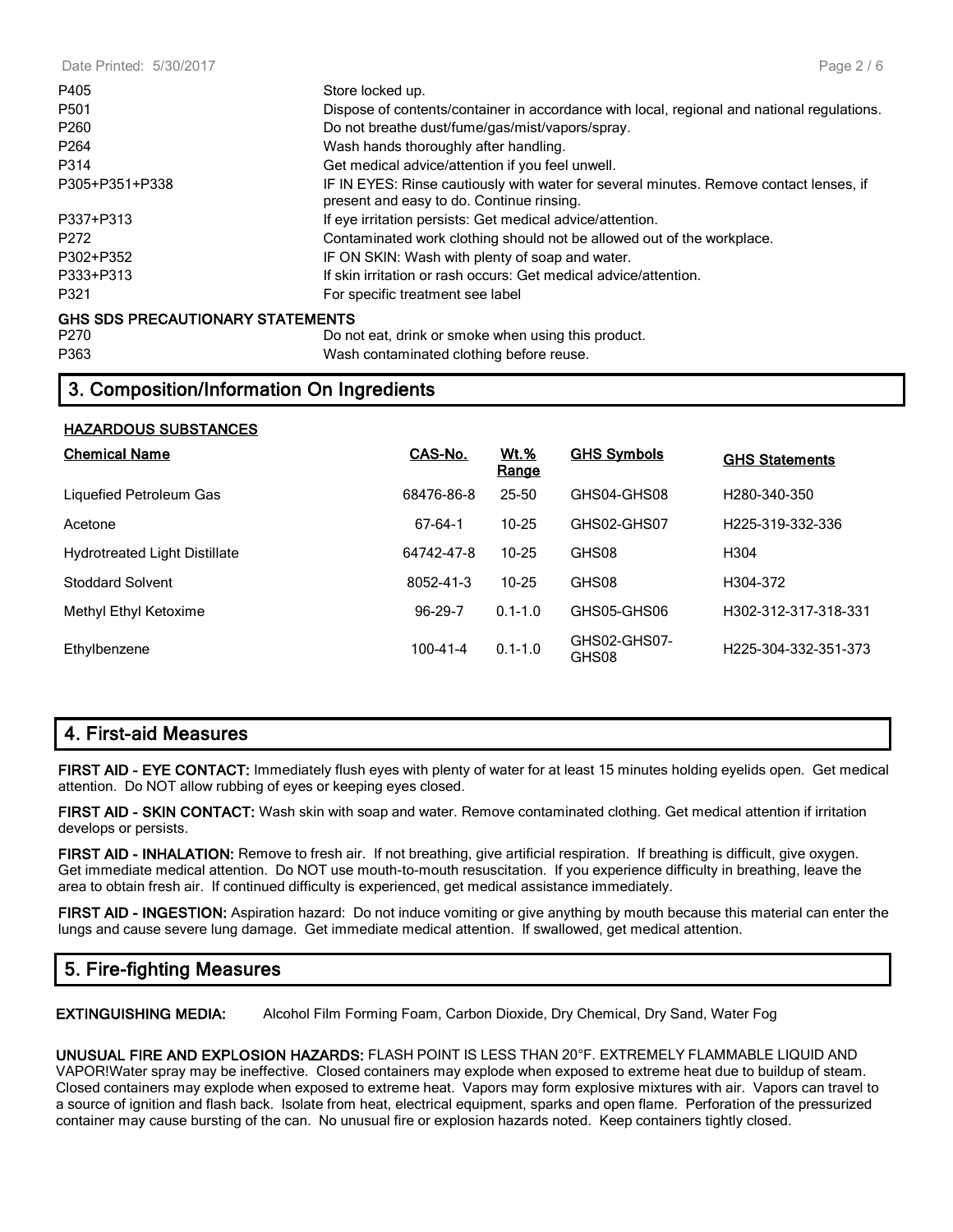| | |
|---|---|
| P405 | Store locked up. |
| P501 | Dispose of contents/container in accordance with local, regional and national regulations. |
| P260 | Do not breathe dust/fume/gas/mist/vapors/spray. |
| P264 | Wash hands thoroughly after handling. |
| P314 | Get medical advice/attention if you feel unwell. |
| P305+P351+P338 | IF IN EYES: Rinse cautiously with water for several minutes. Remove contact lenses, if present and easy to do. Continue rinsing. |
| P337+P313 | If eye irritation persists: Get medical advice/attention. |
| P272 | Contaminated work clothing should not be allowed out of the workplace. |
| P302+P352 | IF ON SKIN: Wash with plenty of soap and water. |
| P333+P313 | If skin irritation or rash occurs: Get medical advice/attention. |
| P321 | For specific treatment see label |

**GHS SDS PRECAUTIONARY STATEMENTS**

| | |
|---|---|
| P270 | Do not eat, drink or smoke when using this product. |
| P363 | Wash contaminated clothing before reuse. |

## 3. Composition/Information On Ingredients

**HAZARDOUS SUBSTANCES**

| Chemical Name | CAS-No. | Wt.% Range | GHS Symbols | GHS Statements |
|---|---|---|---|---|
| Liquefied Petroleum Gas | 68476-86-8 | 25-50 | GHS04-GHS08 | H280-340-350 |
| Acetone | 67-64-1 | 10-25 | GHS02-GHS07 | H225-319-332-336 |
| Hydrotreated Light Distillate | 64742-47-8 | 10-25 | GHS08 | H304 |
| Stoddard Solvent | 8052-41-3 | 10-25 | GHS08 | H304-372 |
| Methyl Ethyl Ketoxime | 96-29-7 | 0.1-1.0 | GHS05-GHS06 | H302-312-317-318-331 |
| Ethylbenzene | 100-41-4 | 0.1-1.0 | GHS02-GHS07-GHS08 | H225-304-332-351-373 |

## 4. First-aid Measures

**FIRST AID - EYE CONTACT:** Immediately flush eyes with plenty of water for at least 15 minutes holding eyelids open. Get medical attention. Do NOT allow rubbing of eyes or keeping eyes closed.

**FIRST AID - SKIN CONTACT:** Wash skin with soap and water. Remove contaminated clothing. Get medical attention if irritation develops or persists.

**FIRST AID - INHALATION:** Remove to fresh air. If not breathing, give artificial respiration. If breathing is difficult, give oxygen. Get immediate medical attention. Do NOT use mouth-to-mouth resuscitation. If you experience difficulty in breathing, leave the area to obtain fresh air. If continued difficulty is experienced, get medical assistance immediately.

**FIRST AID - INGESTION:** Aspiration hazard: Do not induce vomiting or give anything by mouth because this material can enter the lungs and cause severe lung damage. Get immediate medical attention. If swallowed, get medical attention.

## 5. Fire-fighting Measures

**EXTINGUISHING MEDIA:** Alcohol Film Forming Foam, Carbon Dioxide, Dry Chemical, Dry Sand, Water Fog

**UNUSUAL FIRE AND EXPLOSION HAZARDS:** FLASH POINT IS LESS THAN 20°F. EXTREMELY FLAMMABLE LIQUID AND VAPOR!Water spray may be ineffective. Closed containers may explode when exposed to extreme heat due to buildup of steam. Closed containers may explode when exposed to extreme heat. Vapors may form explosive mixtures with air. Vapors can travel to a source of ignition and flash back. Isolate from heat, electrical equipment, sparks and open flame. Perforation of the pressurized container may cause bursting of the can. No unusual fire or explosion hazards noted. Keep containers tightly closed.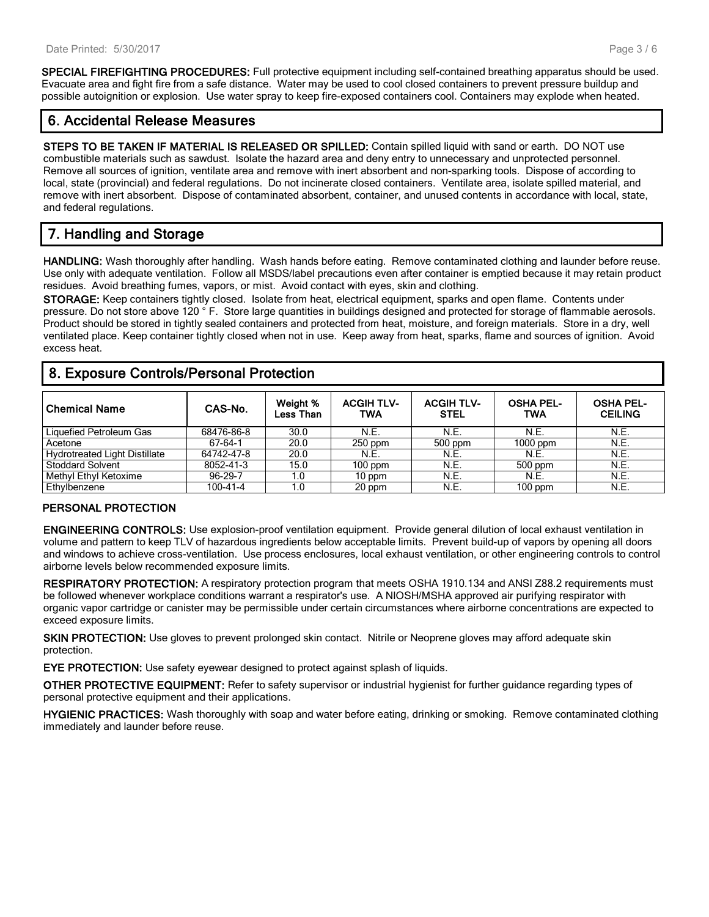**SPECIAL FIREFIGHTING PROCEDURES:** Full protective equipment including self-contained breathing apparatus should be used. Evacuate area and fight fire from a safe distance. Water may be used to cool closed containers to prevent pressure buildup and possible autoignition or explosion. Use water spray to keep fire-exposed containers cool. Containers may explode when heated.

## 6. Accidental Release Measures

**STEPS TO BE TAKEN IF MATERIAL IS RELEASED OR SPILLED:** Contain spilled liquid with sand or earth. DO NOT use combustible materials such as sawdust. Isolate the hazard area and deny entry to unnecessary and unprotected personnel. Remove all sources of ignition, ventilate area and remove with inert absorbent and non-sparking tools. Dispose of according to local, state (provincial) and federal regulations. Do not incinerate closed containers. Ventilate area, isolate spilled material, and remove with inert absorbent. Dispose of contaminated absorbent, container, and unused contents in accordance with local, state, and federal regulations.

## 7. Handling and Storage

**HANDLING:** Wash thoroughly after handling. Wash hands before eating. Remove contaminated clothing and launder before reuse. Use only with adequate ventilation. Follow all MSDS/label precautions even after container is emptied because it may retain product residues. Avoid breathing fumes, vapors, or mist. Avoid contact with eyes, skin and clothing.

**STORAGE:** Keep containers tightly closed. Isolate from heat, electrical equipment, sparks and open flame. Contents under pressure. Do not store above 120 ° F. Store large quantities in buildings designed and protected for storage of flammable aerosols. Product should be stored in tightly sealed containers and protected from heat, moisture, and foreign materials. Store in a dry, well ventilated place. Keep container tightly closed when not in use. Keep away from heat, sparks, flame and sources of ignition. Avoid excess heat.

## 8. Exposure Controls/Personal Protection

| Chemical Name | CAS-No. | Weight % Less Than | ACGIH TLV-TWA | ACGIH TLV-STEL | OSHA PEL-TWA | OSHA PEL-CEILING |
|---|---|---|---|---|---|---|
| Liquefied Petroleum Gas | 68476-86-8 | 30.0 | N.E. | N.E. | N.E. | N.E. |
| Acetone | 67-64-1 | 20.0 | 250 ppm | 500 ppm | 1000 ppm | N.E. |
| Hydrotreated Light Distillate | 64742-47-8 | 20.0 | N.E. | N.E. | N.E. | N.E. |
| Stoddard Solvent | 8052-41-3 | 15.0 | 100 ppm | N.E. | 500 ppm | N.E. |
| Methyl Ethyl Ketoxime | 96-29-7 | 1.0 | 10 ppm | N.E. | N.E. | N.E. |
| Ethylbenzene | 100-41-4 | 1.0 | 20 ppm | N.E. | 100 ppm | N.E. |

### PERSONAL PROTECTION

**ENGINEERING CONTROLS:** Use explosion-proof ventilation equipment. Provide general dilution of local exhaust ventilation in volume and pattern to keep TLV of hazardous ingredients below acceptable limits. Prevent build-up of vapors by opening all doors and windows to achieve cross-ventilation. Use process enclosures, local exhaust ventilation, or other engineering controls to control airborne levels below recommended exposure limits.

**RESPIRATORY PROTECTION:** A respiratory protection program that meets OSHA 1910.134 and ANSI Z88.2 requirements must be followed whenever workplace conditions warrant a respirator's use. A NIOSH/MSHA approved air purifying respirator with organic vapor cartridge or canister may be permissible under certain circumstances where airborne concentrations are expected to exceed exposure limits.

**SKIN PROTECTION:** Use gloves to prevent prolonged skin contact. Nitrile or Neoprene gloves may afford adequate skin protection.

**EYE PROTECTION:** Use safety eyewear designed to protect against splash of liquids.

**OTHER PROTECTIVE EQUIPMENT:** Refer to safety supervisor or industrial hygienist for further guidance regarding types of personal protective equipment and their applications.

**HYGIENIC PRACTICES:** Wash thoroughly with soap and water before eating, drinking or smoking. Remove contaminated clothing immediately and launder before reuse.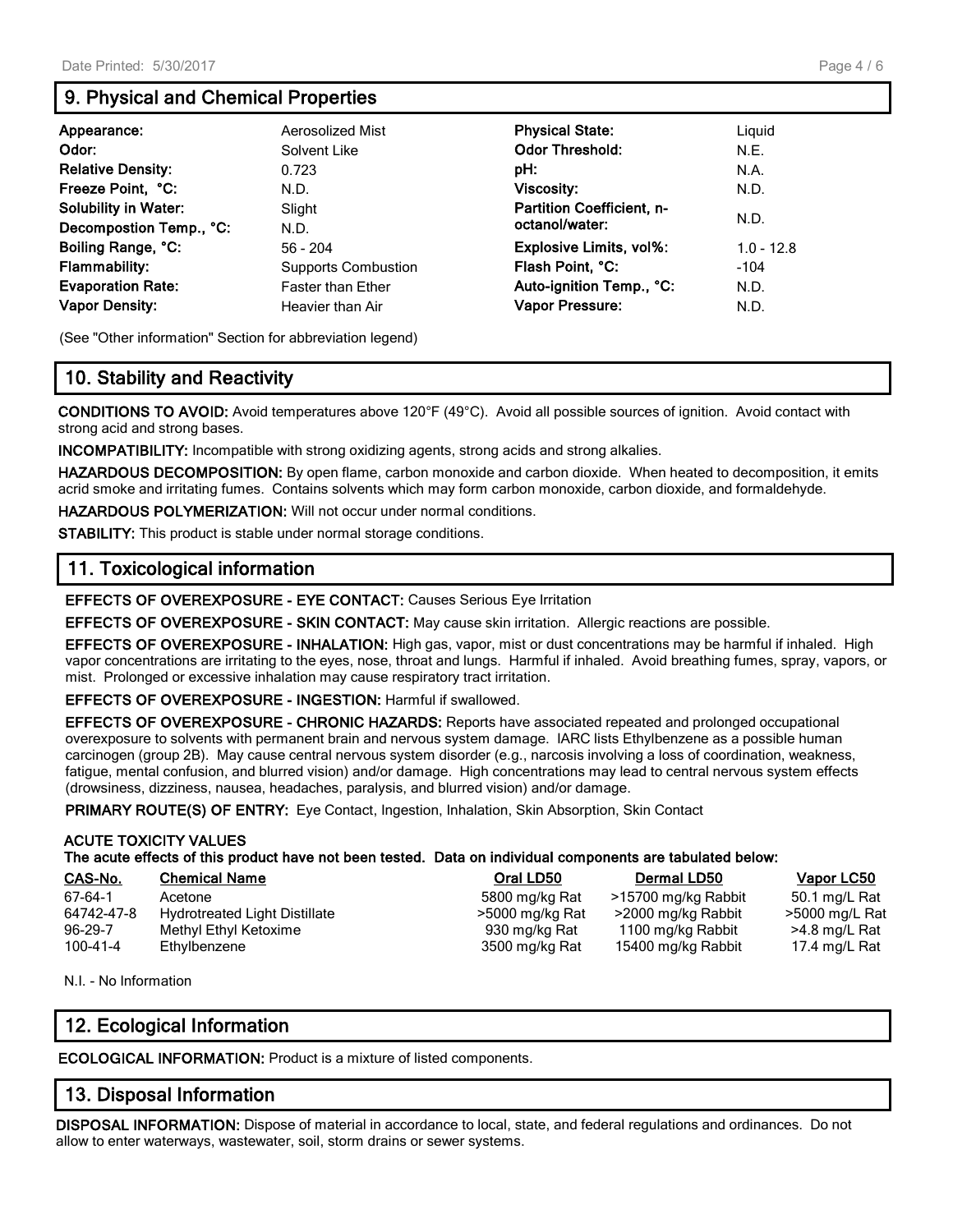## 9. Physical and Chemical Properties

| Property | Value | Property | Value |
|---|---|---|---|
| **Appearance:** | Aerosolized Mist | **Physical State:** | Liquid |
| **Odor:** | Solvent Like | **Odor Threshold:** | N.E. |
| **Relative Density:** | 0.723 | **pH:** | N.A. |
| **Freeze Point, °C:** | N.D. | **Viscosity:** | N.D. |
| **Solubility in Water:** | Slight | **Partition Coefficient, n-octanol/water:** | N.D. |
| **Decompostion Temp., °C:** | N.D. | | |
| **Boiling Range, °C:** | 56 - 204 | **Explosive Limits, vol%:** | 1.0 - 12.8 |
| **Flammability:** | Supports Combustion | **Flash Point, °C:** | -104 |
| **Evaporation Rate:** | Faster than Ether | **Auto-ignition Temp., °C:** | N.D. |
| **Vapor Density:** | Heavier than Air | **Vapor Pressure:** | N.D. |

(See "Other information" Section for abbreviation legend)

## 10. Stability and Reactivity

**CONDITIONS TO AVOID:** Avoid temperatures above 120°F (49°C). Avoid all possible sources of ignition. Avoid contact with strong acid and strong bases.

**INCOMPATIBILITY:** Incompatible with strong oxidizing agents, strong acids and strong alkalies.

**HAZARDOUS DECOMPOSITION:** By open flame, carbon monoxide and carbon dioxide. When heated to decomposition, it emits acrid smoke and irritating fumes. Contains solvents which may form carbon monoxide, carbon dioxide, and formaldehyde.

**HAZARDOUS POLYMERIZATION:** Will not occur under normal conditions.

**STABILITY:** This product is stable under normal storage conditions.

## 11. Toxicological information

**EFFECTS OF OVEREXPOSURE - EYE CONTACT:** Causes Serious Eye Irritation

**EFFECTS OF OVEREXPOSURE - SKIN CONTACT:** May cause skin irritation. Allergic reactions are possible.

**EFFECTS OF OVEREXPOSURE - INHALATION:** High gas, vapor, mist or dust concentrations may be harmful if inhaled. High vapor concentrations are irritating to the eyes, nose, throat and lungs. Harmful if inhaled. Avoid breathing fumes, spray, vapors, or mist. Prolonged or excessive inhalation may cause respiratory tract irritation.

**EFFECTS OF OVEREXPOSURE - INGESTION:** Harmful if swallowed.

**EFFECTS OF OVEREXPOSURE - CHRONIC HAZARDS:** Reports have associated repeated and prolonged occupational overexposure to solvents with permanent brain and nervous system damage. IARC lists Ethylbenzene as a possible human carcinogen (group 2B). May cause central nervous system disorder (e.g., narcosis involving a loss of coordination, weakness, fatigue, mental confusion, and blurred vision) and/or damage. High concentrations may lead to central nervous system effects (drowsiness, dizziness, nausea, headaches, paralysis, and blurred vision) and/or damage.

**PRIMARY ROUTE(S) OF ENTRY:** Eye Contact, Ingestion, Inhalation, Skin Absorption, Skin Contact

**ACUTE TOXICITY VALUES**
**The acute effects of this product have not been tested. Data on individual components are tabulated below:**

| CAS-No. | Chemical Name | Oral LD50 | Dermal LD50 | Vapor LC50 |
|---|---|---|---|---|
| 67-64-1 | Acetone | 5800 mg/kg Rat | >15700 mg/kg Rabbit | 50.1 mg/L Rat |
| 64742-47-8 | Hydrotreated Light Distillate | >5000 mg/kg Rat | >2000 mg/kg Rabbit | >5000 mg/L Rat |
| 96-29-7 | Methyl Ethyl Ketoxime | 930 mg/kg Rat | 1100 mg/kg Rabbit | >4.8 mg/L Rat |
| 100-41-4 | Ethylbenzene | 3500 mg/kg Rat | 15400 mg/kg Rabbit | 17.4 mg/L Rat |

N.I. - No Information

## 12. Ecological Information

**ECOLOGICAL INFORMATION:** Product is a mixture of listed components.

## 13. Disposal Information

**DISPOSAL INFORMATION:** Dispose of material in accordance to local, state, and federal regulations and ordinances. Do not allow to enter waterways, wastewater, soil, storm drains or sewer systems.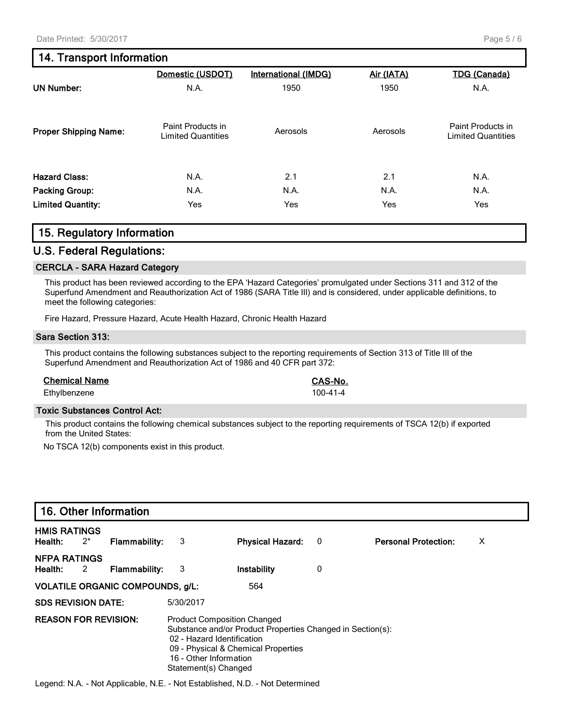## 14. Transport Information

| | Domestic (USDOT) | International (IMDG) | Air (IATA) | TDG (Canada) |
|---|---|---|---|---|
| **UN Number:** | N.A. | 1950 | 1950 | N.A. |
| **Proper Shipping Name:** | Paint Products in Limited Quantities | Aerosols | Aerosols | Paint Products in Limited Quantities |
| **Hazard Class:** | N.A. | 2.1 | 2.1 | N.A. |
| **Packing Group:** | N.A. | N.A. | N.A. | N.A. |
| **Limited Quantity:** | Yes | Yes | Yes | Yes |

## 15. Regulatory Information

### U.S. Federal Regulations:

**CERCLA - SARA Hazard Category**

This product has been reviewed according to the EPA 'Hazard Categories' promulgated under Sections 311 and 312 of the Superfund Amendment and Reauthorization Act of 1986 (SARA Title III) and is considered, under applicable definitions, to meet the following categories:

Fire Hazard, Pressure Hazard, Acute Health Hazard, Chronic Health Hazard

**Sara Section 313:**

This product contains the following substances subject to the reporting requirements of Section 313 of Title III of the Superfund Amendment and Reauthorization Act of 1986 and 40 CFR part 372:

| Chemical Name | CAS-No. |
|---|---|
| Ethylbenzene | 100-41-4 |

**Toxic Substances Control Act:**

This product contains the following chemical substances subject to the reporting requirements of TSCA 12(b) if exported from the United States:

No TSCA 12(b) components exist in this product.

## 16. Other Information

**HMIS RATINGS**

| Health: | 2* | Flammability: | 3 | Physical Hazard: | 0 | Personal Protection: | X |
|---|---|---|---|---|---|---|---|

**NFPA RATINGS**

| Health: | 2 | Flammability: | 3 | Instability | 0 |
|---|---|---|---|---|---|

**VOLATILE ORGANIC COMPOUNDS, g/L:** 564

**SDS REVISION DATE:** 5/30/2017

**REASON FOR REVISION:** Product Composition Changed
Substance and/or Product Properties Changed in Section(s):
02 - Hazard Identification
09 - Physical & Chemical Properties
16 - Other Information
Statement(s) Changed

Legend: N.A. - Not Applicable, N.E. - Not Established, N.D. - Not Determined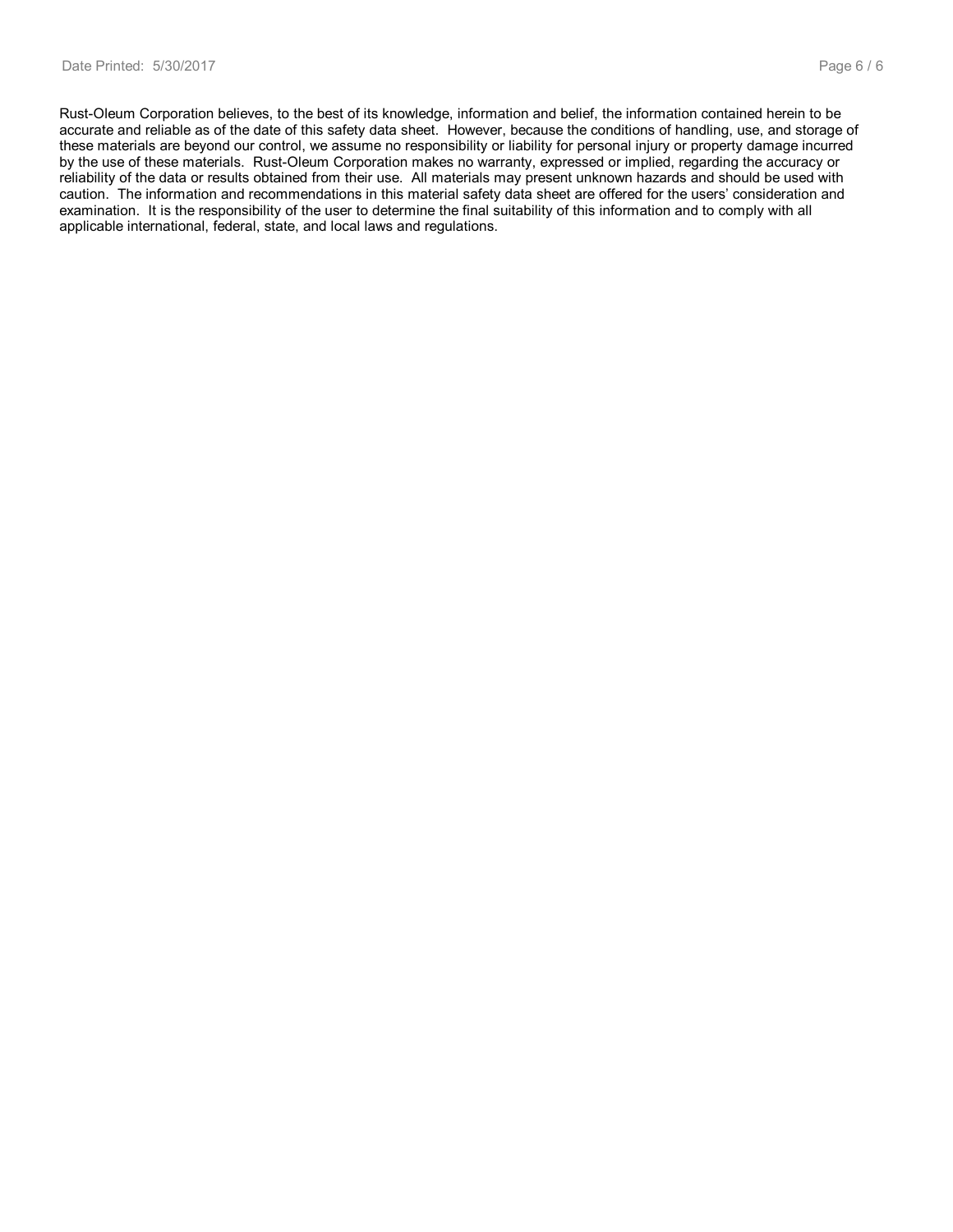Rust-Oleum Corporation believes, to the best of its knowledge, information and belief, the information contained herein to be accurate and reliable as of the date of this safety data sheet. However, because the conditions of handling, use, and storage of these materials are beyond our control, we assume no responsibility or liability for personal injury or property damage incurred by the use of these materials. Rust-Oleum Corporation makes no warranty, expressed or implied, regarding the accuracy or reliability of the data or results obtained from their use. All materials may present unknown hazards and should be used with caution. The information and recommendations in this material safety data sheet are offered for the users' consideration and examination. It is the responsibility of the user to determine the final suitability of this information and to comply with all applicable international, federal, state, and local laws and regulations.